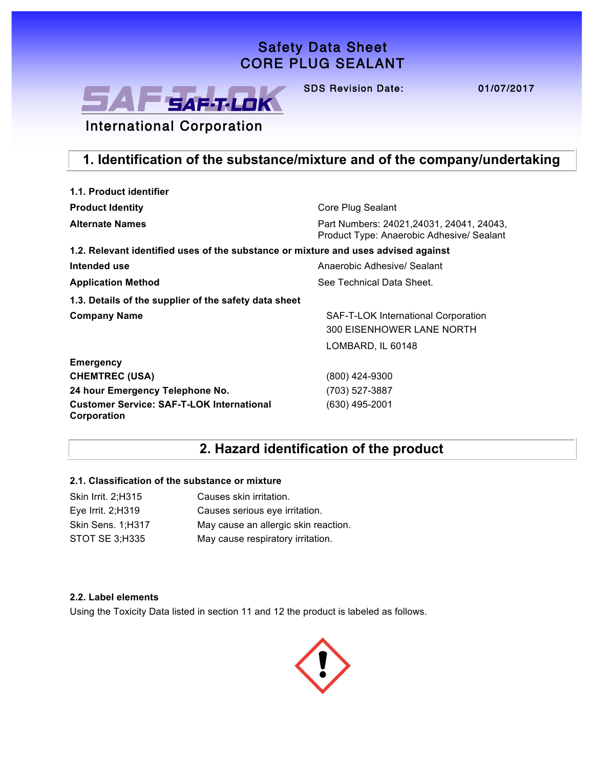# Safety Data Sheet
# CORE PLUG SEALANT

SAF-T-LOK International Corporation

SDS Revision Date: 01/07/2017

## 1. Identification of the substance/mixture and of the company/undertaking

**1.1. Product identifier**

| | |
|---|---|
| **Product Identity** | Core Plug Sealant |
| **Alternate Names** | Part Numbers: 24021,24031, 24041, 24043, Product Type: Anaerobic Adhesive/ Sealant |

**1.2. Relevant identified uses of the substance or mixture and uses advised against**

| | |
|---|---|
| **Intended use** | Anaerobic Adhesive/ Sealant |
| **Application Method** | See Technical Data Sheet. |

**1.3. Details of the supplier of the safety data sheet**

| | |
|---|---|
| **Company Name** | SAF-T-LOK International Corporation<br>300 EISENHOWER LANE NORTH<br>LOMBARD, IL 60148 |
| **Emergency** | |
| **CHEMTREC (USA)** | (800) 424-9300 |
| **24 hour Emergency Telephone No.** | (703) 527-3887 |
| **Customer Service: SAF-T-LOK International Corporation** | (630) 495-2001 |

## 2. Hazard identification of the product

**2.1. Classification of the substance or mixture**

| | |
|---|---|
| Skin Irrit. 2;H315 | Causes skin irritation. |
| Eye Irrit. 2;H319 | Causes serious eye irritation. |
| Skin Sens. 1;H317 | May cause an allergic skin reaction. |
| STOT SE 3;H335 | May cause respiratory irritation. |

**2.2. Label elements**

Using the Toxicity Data listed in section 11 and 12 the product is labeled as follows.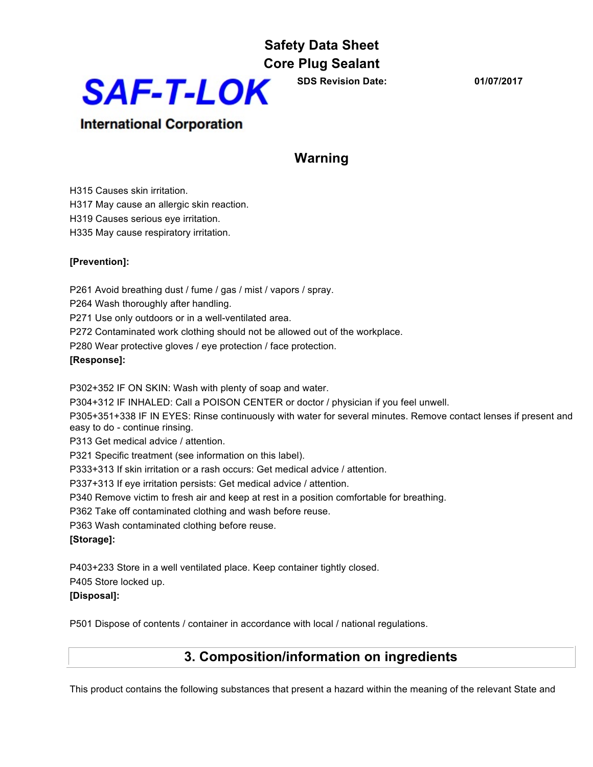## Warning

H315 Causes skin irritation.
H317 May cause an allergic skin reaction.
H319 Causes serious eye irritation.
H335 May cause respiratory irritation.

**[Prevention]:**

P261 Avoid breathing dust / fume / gas / mist / vapors / spray.
P264 Wash thoroughly after handling.
P271 Use only outdoors or in a well-ventilated area.
P272 Contaminated work clothing should not be allowed out of the workplace.
P280 Wear protective gloves / eye protection / face protection.

**[Response]:**

P302+352 IF ON SKIN: Wash with plenty of soap and water.
P304+312 IF INHALED: Call a POISON CENTER or doctor / physician if you feel unwell.
P305+351+338 IF IN EYES: Rinse continuously with water for several minutes. Remove contact lenses if present and easy to do - continue rinsing.
P313 Get medical advice / attention.
P321 Specific treatment (see information on this label).
P333+313 If skin irritation or a rash occurs: Get medical advice / attention.
P337+313 If eye irritation persists: Get medical advice / attention.
P340 Remove victim to fresh air and keep at rest in a position comfortable for breathing.
P362 Take off contaminated clothing and wash before reuse.
P363 Wash contaminated clothing before reuse.

**[Storage]:**

P403+233 Store in a well ventilated place. Keep container tightly closed.
P405 Store locked up.

**[Disposal]:**

P501 Dispose of contents / container in accordance with local / national regulations.

## 3. Composition/information on ingredients

This product contains the following substances that present a hazard within the meaning of the relevant State and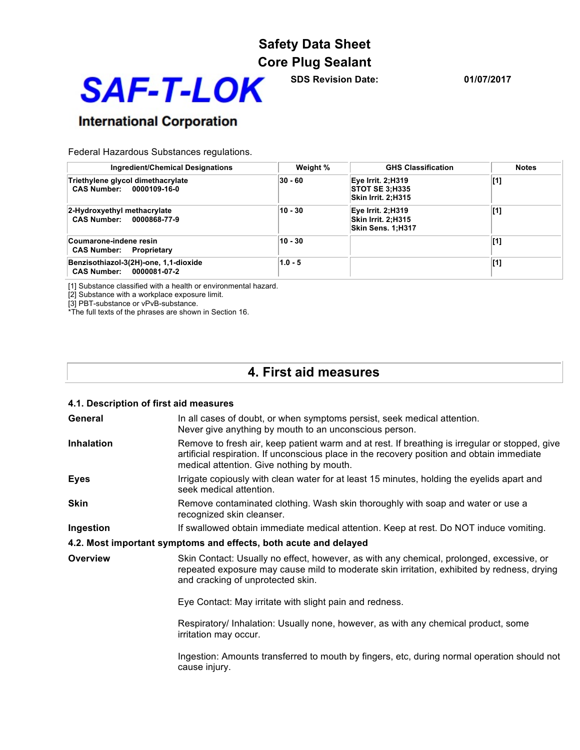Federal Hazardous Substances regulations.

| Ingredient/Chemical Designations | Weight % | GHS Classification | Notes |
| --- | --- | --- | --- |
| **Triethylene glycol dimethacrylate**<br>**CAS Number: 0000109-16-0** | 30 - 60 | Eye Irrit. 2;H319<br>STOT SE 3;H335<br>Skin Irrit. 2;H315 | [1] |
| **2-Hydroxyethyl methacrylate**<br>**CAS Number: 0000868-77-9** | 10 - 30 | Eye Irrit. 2;H319<br>Skin Irrit. 2;H315<br>Skin Sens. 1;H317 | [1] |
| **Coumarone-indene resin**<br>**CAS Number: Proprietary** | 10 - 30 | | [1] |
| **Benzisothiazol-3(2H)-one, 1,1-dioxide**<br>**CAS Number: 0000081-07-2** | 1.0 - 5 | | [1] |

[1] Substance classified with a health or environmental hazard.
[2] Substance with a workplace exposure limit.
[3] PBT-substance or vPvB-substance.
*The full texts of the phrases are shown in Section 16.

# 4. First aid measures

### 4.1. Description of first aid measures

**General**
In all cases of doubt, or when symptoms persist, seek medical attention.
Never give anything by mouth to an unconscious person.

**Inhalation**
Remove to fresh air, keep patient warm and at rest. If breathing is irregular or stopped, give artificial respiration. If unconscious place in the recovery position and obtain immediate medical attention. Give nothing by mouth.

**Eyes**
Irrigate copiously with clean water for at least 15 minutes, holding the eyelids apart and seek medical attention.

**Skin**
Remove contaminated clothing. Wash skin thoroughly with soap and water or use a recognized skin cleanser.

**Ingestion**
If swallowed obtain immediate medical attention. Keep at rest. Do NOT induce vomiting.

### 4.2. Most important symptoms and effects, both acute and delayed

**Overview**
Skin Contact: Usually no effect, however, as with any chemical, prolonged, excessive, or repeated exposure may cause mild to moderate skin irritation, exhibited by redness, drying and cracking of unprotected skin.

Eye Contact: May irritate with slight pain and redness.

Respiratory/ Inhalation: Usually none, however, as with any chemical product, some irritation may occur.

Ingestion: Amounts transferred to mouth by fingers, etc, during normal operation should not cause injury.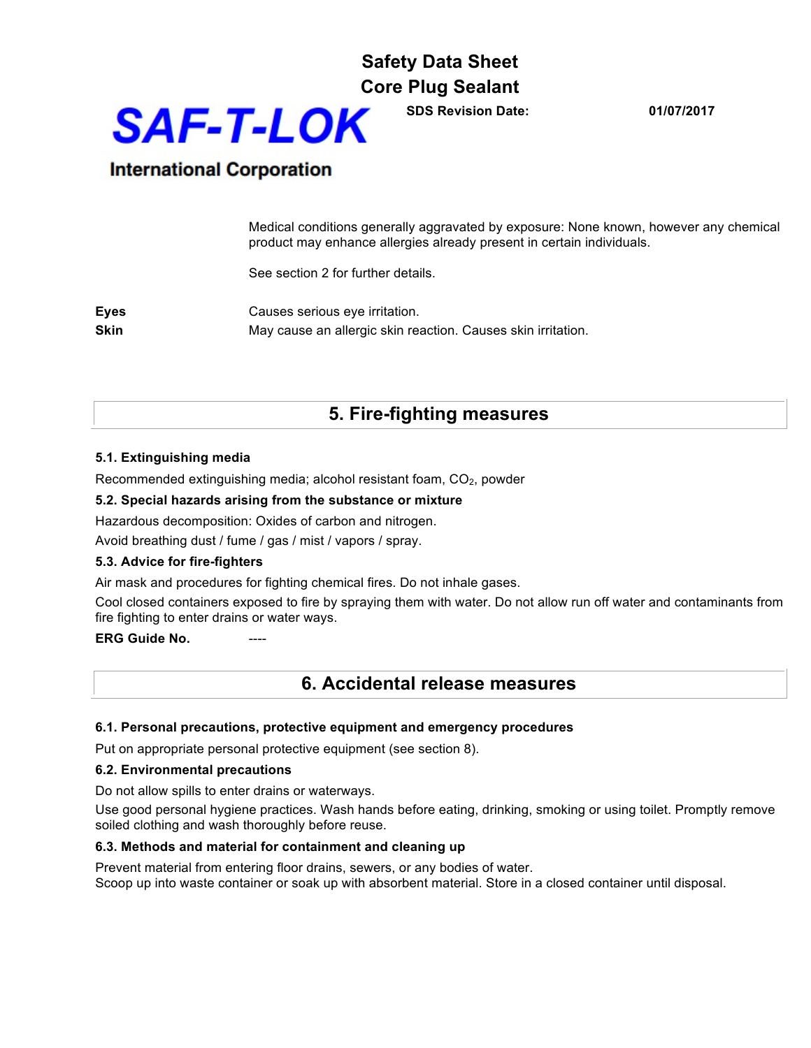Medical conditions generally aggravated by exposure: None known, however any chemical product may enhance allergies already present in certain individuals.

See section 2 for further details.

**Eyes** Causes serious eye irritation.

**Skin** May cause an allergic skin reaction. Causes skin irritation.

## 5. Fire-fighting measures

### 5.1. Extinguishing media

Recommended extinguishing media; alcohol resistant foam, $CO_2$, powder

### 5.2. Special hazards arising from the substance or mixture

Hazardous decomposition: Oxides of carbon and nitrogen.

Avoid breathing dust / fume / gas / mist / vapors / spray.

### 5.3. Advice for fire-fighters

Air mask and procedures for fighting chemical fires. Do not inhale gases.

Cool closed containers exposed to fire by spraying them with water. Do not allow run off water and contaminants from fire fighting to enter drains or water ways.

**ERG Guide No.** ----

## 6. Accidental release measures

### 6.1. Personal precautions, protective equipment and emergency procedures

Put on appropriate personal protective equipment (see section 8).

### 6.2. Environmental precautions

Do not allow spills to enter drains or waterways.

Use good personal hygiene practices. Wash hands before eating, drinking, smoking or using toilet. Promptly remove soiled clothing and wash thoroughly before reuse.

### 6.3. Methods and material for containment and cleaning up

Prevent material from entering floor drains, sewers, or any bodies of water.
Scoop up into waste container or soak up with absorbent material. Store in a closed container until disposal.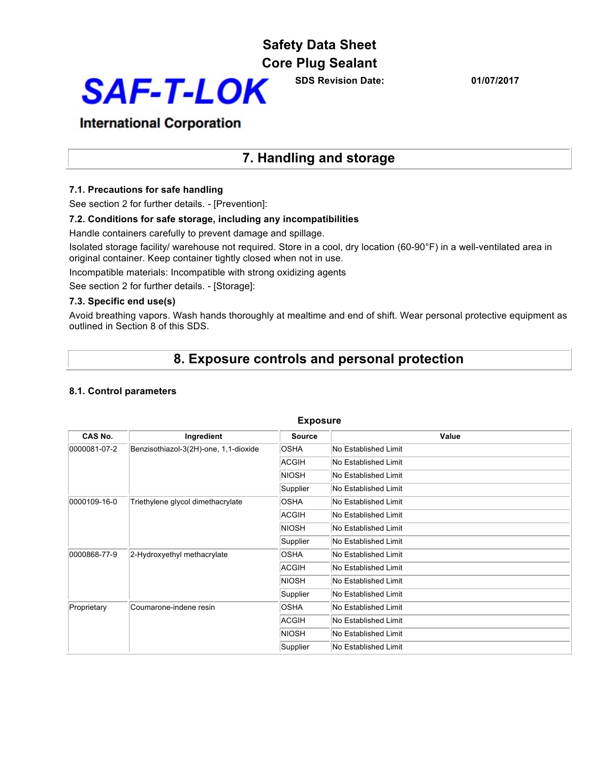## 7. Handling and storage

### 7.1. Precautions for safe handling

See section 2 for further details. - [Prevention]:

### 7.2. Conditions for safe storage, including any incompatibilities

Handle containers carefully to prevent damage and spillage.

Isolated storage facility/ warehouse not required. Store in a cool, dry location (60-90°F) in a well-ventilated area in original container. Keep container tightly closed when not in use.

Incompatible materials: Incompatible with strong oxidizing agents

See section 2 for further details. - [Storage]:

### 7.3. Specific end use(s)

Avoid breathing vapors. Wash hands thoroughly at mealtime and end of shift. Wear personal protective equipment as outlined in Section 8 of this SDS.

## 8. Exposure controls and personal protection

### 8.1. Control parameters

**Exposure**

| CAS No. | Ingredient | Source | Value |
|---|---|---|---|
| 0000081-07-2 | Benzisothiazol-3(2H)-one, 1,1-dioxide | OSHA | No Established Limit |
| | | ACGIH | No Established Limit |
| | | NIOSH | No Established Limit |
| | | Supplier | No Established Limit |
| 0000109-16-0 | Triethylene glycol dimethacrylate | OSHA | No Established Limit |
| | | ACGIH | No Established Limit |
| | | NIOSH | No Established Limit |
| | | Supplier | No Established Limit |
| 0000868-77-9 | 2-Hydroxyethyl methacrylate | OSHA | No Established Limit |
| | | ACGIH | No Established Limit |
| | | NIOSH | No Established Limit |
| | | Supplier | No Established Limit |
| Proprietary | Coumarone-indene resin | OSHA | No Established Limit |
| | | ACGIH | No Established Limit |
| | | NIOSH | No Established Limit |
| | | Supplier | No Established Limit |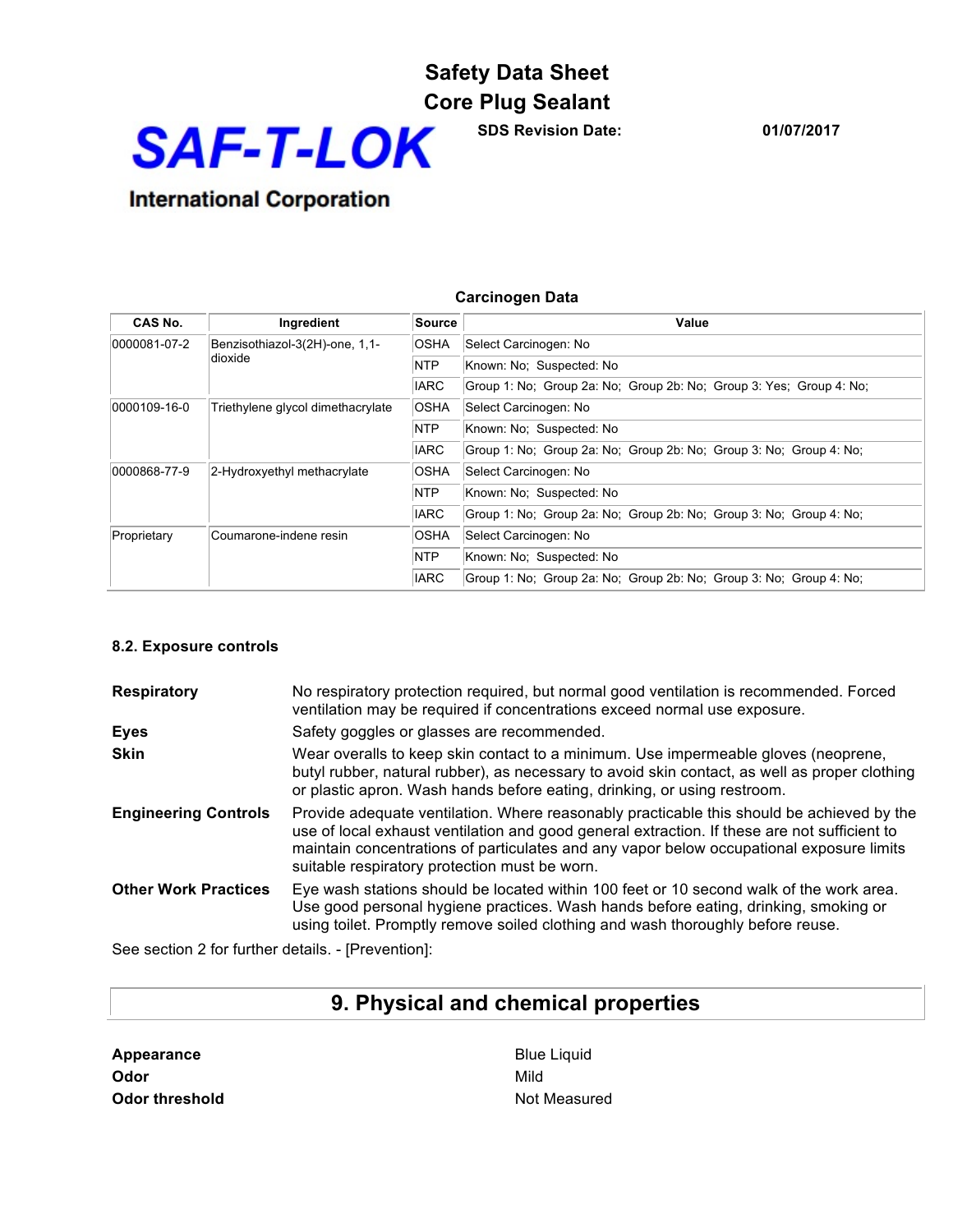**Carcinogen Data**

| CAS No. | Ingredient | Source | Value |
|---|---|---|---|
| 0000081-07-2 | Benzisothiazol-3(2H)-one, 1,1-dioxide | OSHA | Select Carcinogen: No |
| | | NTP | Known: No; Suspected: No |
| | | IARC | Group 1: No; Group 2a: No; Group 2b: No; Group 3: Yes; Group 4: No; |
| 0000109-16-0 | Triethylene glycol dimethacrylate | OSHA | Select Carcinogen: No |
| | | NTP | Known: No; Suspected: No |
| | | IARC | Group 1: No; Group 2a: No; Group 2b: No; Group 3: No; Group 4: No; |
| 0000868-77-9 | 2-Hydroxyethyl methacrylate | OSHA | Select Carcinogen: No |
| | | NTP | Known: No; Suspected: No |
| | | IARC | Group 1: No; Group 2a: No; Group 2b: No; Group 3: No; Group 4: No; |
| Proprietary | Coumarone-indene resin | OSHA | Select Carcinogen: No |
| | | NTP | Known: No; Suspected: No |
| | | IARC | Group 1: No; Group 2a: No; Group 2b: No; Group 3: No; Group 4: No; |

### 8.2. Exposure controls

**Respiratory** No respiratory protection required, but normal good ventilation is recommended. Forced ventilation may be required if concentrations exceed normal use exposure.

**Eyes** Safety goggles or glasses are recommended.

**Skin** Wear overalls to keep skin contact to a minimum. Use impermeable gloves (neoprene, butyl rubber, natural rubber), as necessary to avoid skin contact, as well as proper clothing or plastic apron. Wash hands before eating, drinking, or using restroom.

**Engineering Controls** Provide adequate ventilation. Where reasonably practicable this should be achieved by the use of local exhaust ventilation and good general extraction. If these are not sufficient to maintain concentrations of particulates and any vapor below occupational exposure limits suitable respiratory protection must be worn.

**Other Work Practices** Eye wash stations should be located within 100 feet or 10 second walk of the work area. Use good personal hygiene practices. Wash hands before eating, drinking, smoking or using toilet. Promptly remove soiled clothing and wash thoroughly before reuse.

See section 2 for further details. - [Prevention]:

## 9. Physical and chemical properties

**Appearance** Blue Liquid

**Odor** Mild

**Odor threshold** Not Measured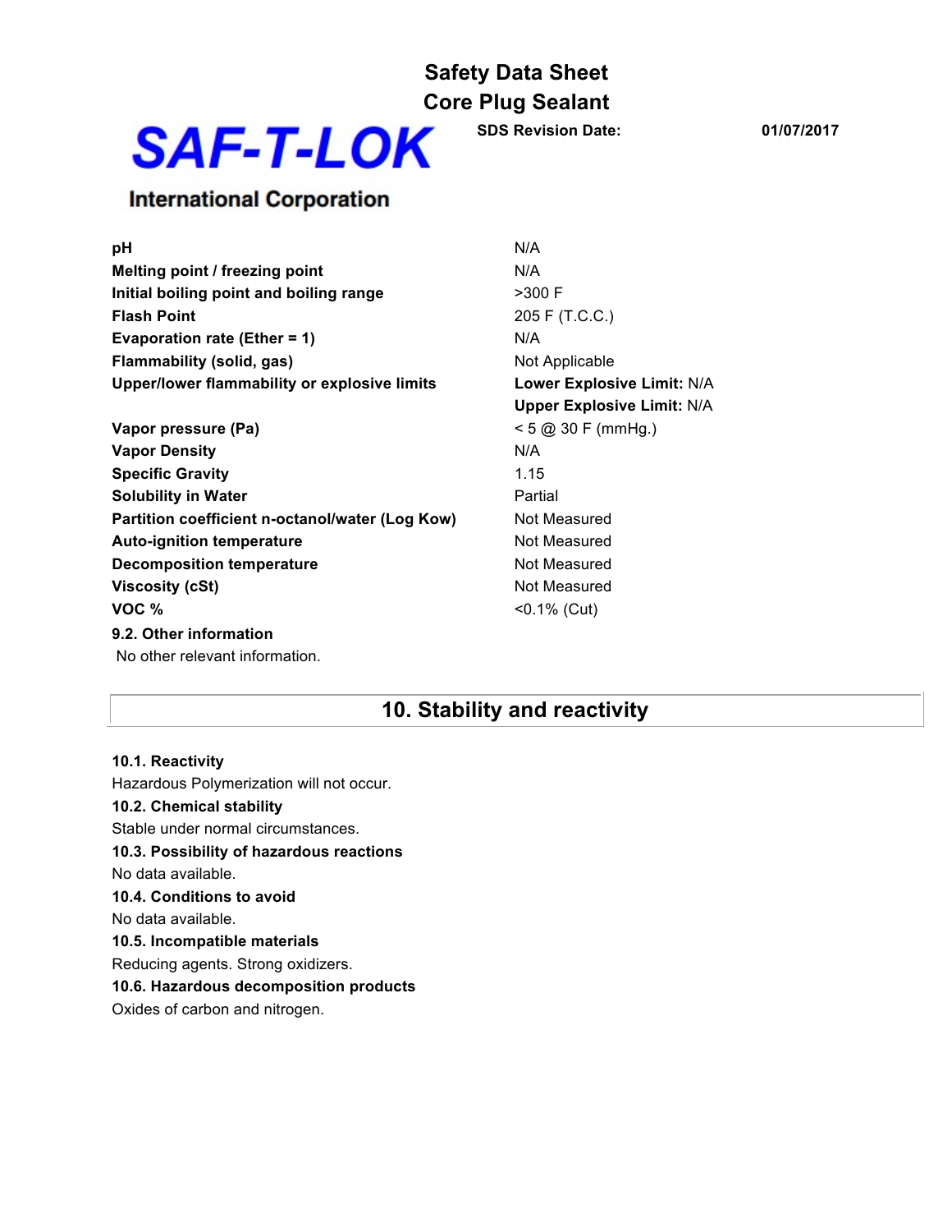| | |
|---|---|
| **pH** | N/A |
| **Melting point / freezing point** | N/A |
| **Initial boiling point and boiling range** | >300 F |
| **Flash Point** | 205 F (T.C.C.) |
| **Evaporation rate (Ether = 1)** | N/A |
| **Flammability (solid, gas)** | Not Applicable |
| **Upper/lower flammability or explosive limits** | **Lower Explosive Limit:** N/A<br>**Upper Explosive Limit:** N/A |
| **Vapor pressure (Pa)** | < 5 @ 30 F (mmHg.) |
| **Vapor Density** | N/A |
| **Specific Gravity** | 1.15 |
| **Solubility in Water** | Partial |
| **Partition coefficient n-octanol/water (Log Kow)** | Not Measured |
| **Auto-ignition temperature** | Not Measured |
| **Decomposition temperature** | Not Measured |
| **Viscosity (cSt)** | Not Measured |
| **VOC %** | <0.1% (Cut) |

**9.2. Other information**

No other relevant information.

## 10. Stability and reactivity

**10.1. Reactivity**

Hazardous Polymerization will not occur.

**10.2. Chemical stability**

Stable under normal circumstances.

**10.3. Possibility of hazardous reactions**

No data available.

**10.4. Conditions to avoid**

No data available.

**10.5. Incompatible materials**

Reducing agents. Strong oxidizers.

**10.6. Hazardous decomposition products**

Oxides of carbon and nitrogen.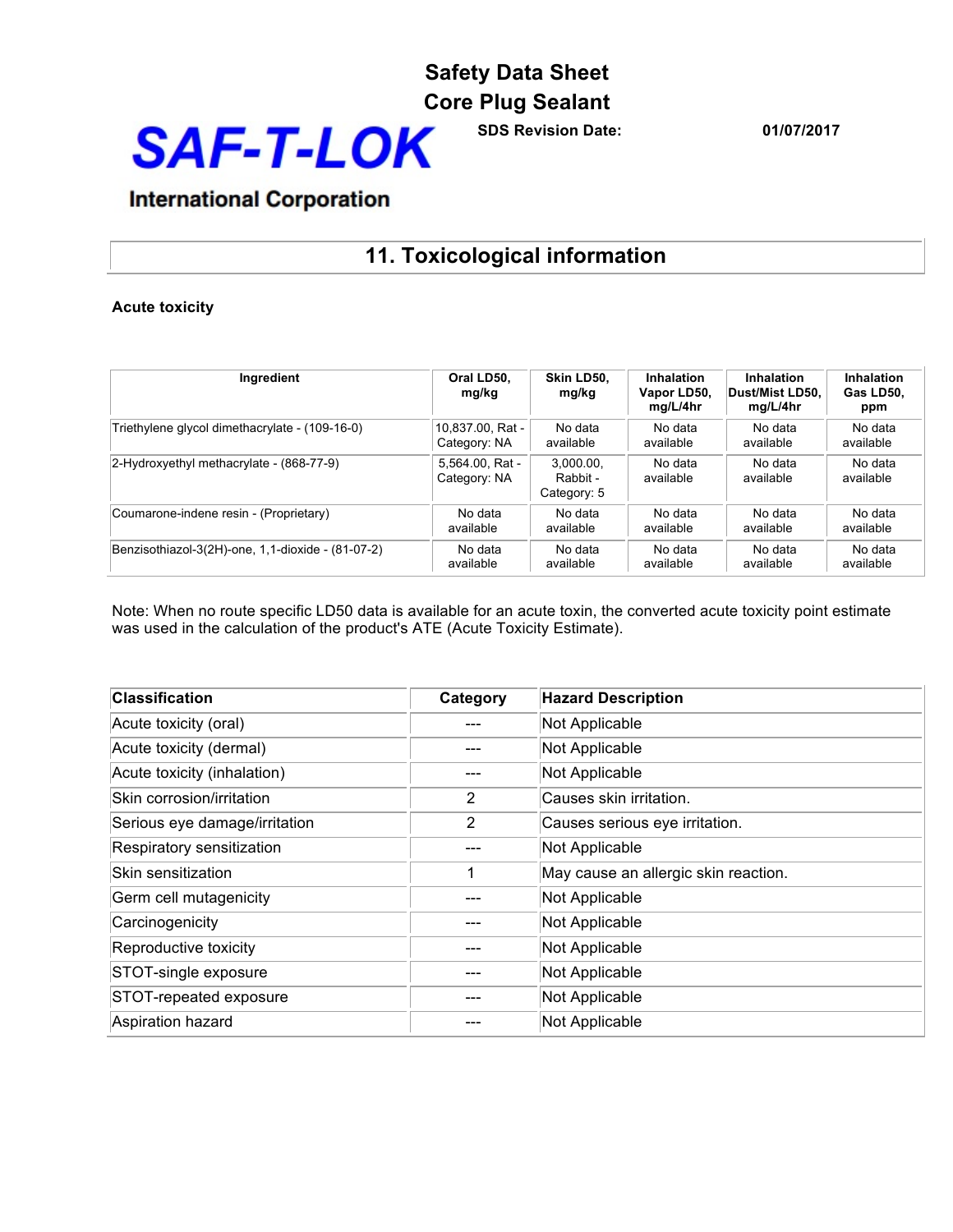# Safety Data Sheet

# Core Plug Sealant

**SAF-T-LOK**

**International Corporation**

**SDS Revision Date:** **01/07/2017**

## 11. Toxicological information

**Acute toxicity**

| Ingredient | Oral LD50, mg/kg | Skin LD50, mg/kg | Inhalation Vapor LD50, mg/L/4hr | Inhalation Dust/Mist LD50, mg/L/4hr | Inhalation Gas LD50, ppm |
|---|---|---|---|---|---|
| Triethylene glycol dimethacrylate - (109-16-0) | 10,837.00, Rat - Category: NA | No data available | No data available | No data available | No data available |
| 2-Hydroxyethyl methacrylate - (868-77-9) | 5,564.00, Rat - Category: NA | 3,000.00, Rabbit - Category: 5 | No data available | No data available | No data available |
| Coumarone-indene resin - (Proprietary) | No data available | No data available | No data available | No data available | No data available |
| Benzisothiazol-3(2H)-one, 1,1-dioxide - (81-07-2) | No data available | No data available | No data available | No data available | No data available |

Note: When no route specific LD50 data is available for an acute toxin, the converted acute toxicity point estimate was used in the calculation of the product's ATE (Acute Toxicity Estimate).

| Classification | Category | Hazard Description |
|---|---|---|
| Acute toxicity (oral) | --- | Not Applicable |
| Acute toxicity (dermal) | --- | Not Applicable |
| Acute toxicity (inhalation) | --- | Not Applicable |
| Skin corrosion/irritation | 2 | Causes skin irritation. |
| Serious eye damage/irritation | 2 | Causes serious eye irritation. |
| Respiratory sensitization | --- | Not Applicable |
| Skin sensitization | 1 | May cause an allergic skin reaction. |
| Germ cell mutagenicity | --- | Not Applicable |
| Carcinogenicity | --- | Not Applicable |
| Reproductive toxicity | --- | Not Applicable |
| STOT-single exposure | --- | Not Applicable |
| STOT-repeated exposure | --- | Not Applicable |
| Aspiration hazard | --- | Not Applicable |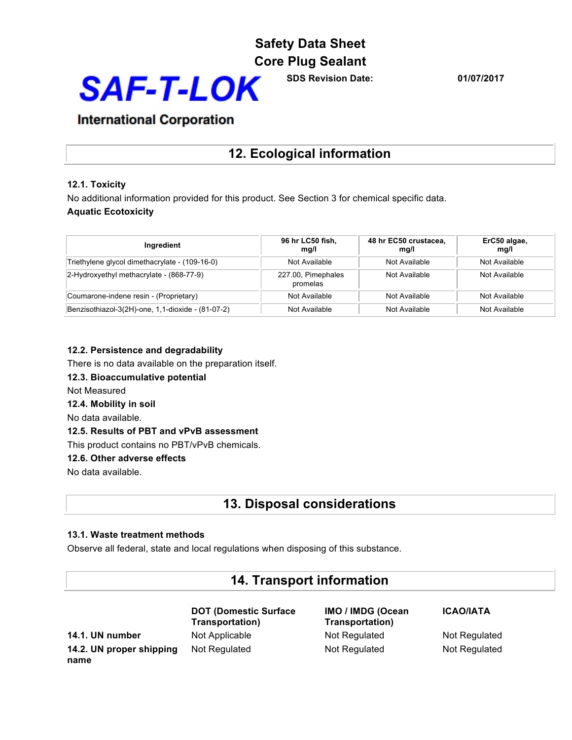# Safety Data Sheet
# Core Plug Sealant

**SAF-T-LOK International Corporation**

**SDS Revision Date:** 01/07/2017

## 12. Ecological information

### 12.1. Toxicity

No additional information provided for this product. See Section 3 for chemical specific data.

**Aquatic Ecotoxicity**

| Ingredient | 96 hr LC50 fish, mg/l | 48 hr EC50 crustacea, mg/l | ErC50 algae, mg/l |
|---|---|---|---|
| Triethylene glycol dimethacrylate - (109-16-0) | Not Available | Not Available | Not Available |
| 2-Hydroxyethyl methacrylate - (868-77-9) | 227.00, Pimephales promelas | Not Available | Not Available |
| Coumarone-indene resin - (Proprietary) | Not Available | Not Available | Not Available |
| Benzisothiazol-3(2H)-one, 1,1-dioxide - (81-07-2) | Not Available | Not Available | Not Available |

### 12.2. Persistence and degradability

There is no data available on the preparation itself.

### 12.3. Bioaccumulative potential

Not Measured

### 12.4. Mobility in soil

No data available.

### 12.5. Results of PBT and vPvB assessment

This product contains no PBT/vPvB chemicals.

### 12.6. Other adverse effects

No data available.

## 13. Disposal considerations

### 13.1. Waste treatment methods

Observe all federal, state and local regulations when disposing of this substance.

## 14. Transport information

| | DOT (Domestic Surface Transportation) | IMO / IMDG (Ocean Transportation) | ICAO/IATA |
|---|---|---|---|
| **14.1. UN number** | Not Applicable | Not Regulated | Not Regulated |
| **14.2. UN proper shipping name** | Not Regulated | Not Regulated | Not Regulated |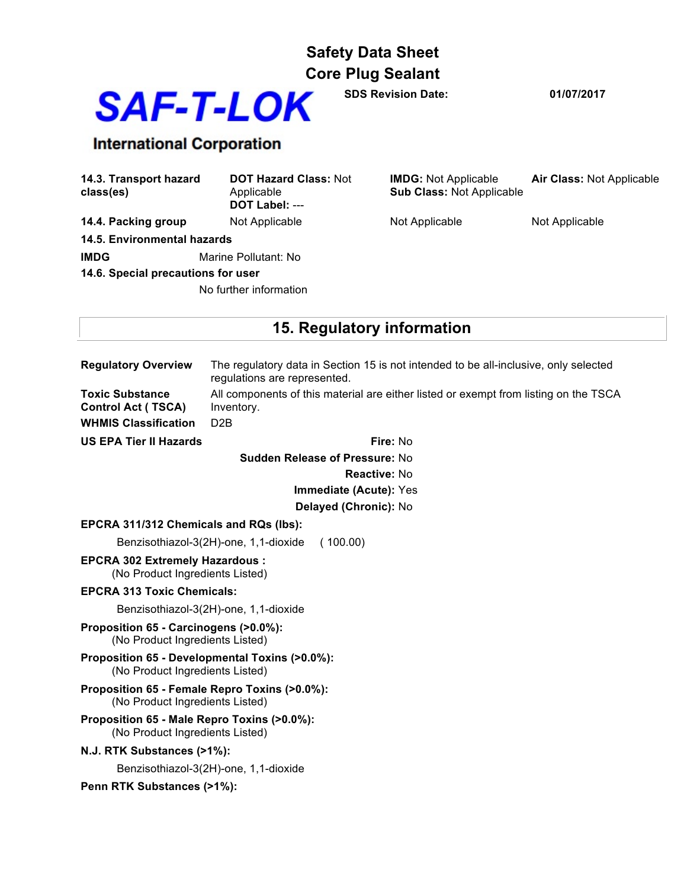# Safety Data Sheet
# Core Plug Sealant

**SAF-T-LOK International Corporation**

**SDS Revision Date:** 01/07/2017

| | | | |
|---|---|---|---|
| **14.3. Transport hazard class(es)** | **DOT Hazard Class:** Not Applicable<br>**DOT Label:** --- | **IMDG:** Not Applicable<br>**Sub Class:** Not Applicable | **Air Class:** Not Applicable |
| **14.4. Packing group** | Not Applicable | Not Applicable | Not Applicable |

**14.5. Environmental hazards**

**IMDG** Marine Pollutant: No

**14.6. Special precautions for user**

No further information

## 15. Regulatory information

**Regulatory Overview** The regulatory data in Section 15 is not intended to be all-inclusive, only selected regulations are represented.

**Toxic Substance Control Act ( TSCA)** All components of this material are either listed or exempt from listing on the TSCA Inventory.

**WHMIS Classification** D2B

**US EPA Tier II Hazards**

- **Fire:** No
- **Sudden Release of Pressure:** No
- **Reactive:** No
- **Immediate (Acute):** Yes
- **Delayed (Chronic):** No

**EPCRA 311/312 Chemicals and RQs (lbs):**

Benzisothiazol-3(2H)-one, 1,1-dioxide ( 100.00)

**EPCRA 302 Extremely Hazardous :**
(No Product Ingredients Listed)

**EPCRA 313 Toxic Chemicals:**

Benzisothiazol-3(2H)-one, 1,1-dioxide

**Proposition 65 - Carcinogens (>0.0%):**
(No Product Ingredients Listed)

**Proposition 65 - Developmental Toxins (>0.0%):**
(No Product Ingredients Listed)

**Proposition 65 - Female Repro Toxins (>0.0%):**
(No Product Ingredients Listed)

**Proposition 65 - Male Repro Toxins (>0.0%):**
(No Product Ingredients Listed)

**N.J. RTK Substances (>1%):**

Benzisothiazol-3(2H)-one, 1,1-dioxide

**Penn RTK Substances (>1%):**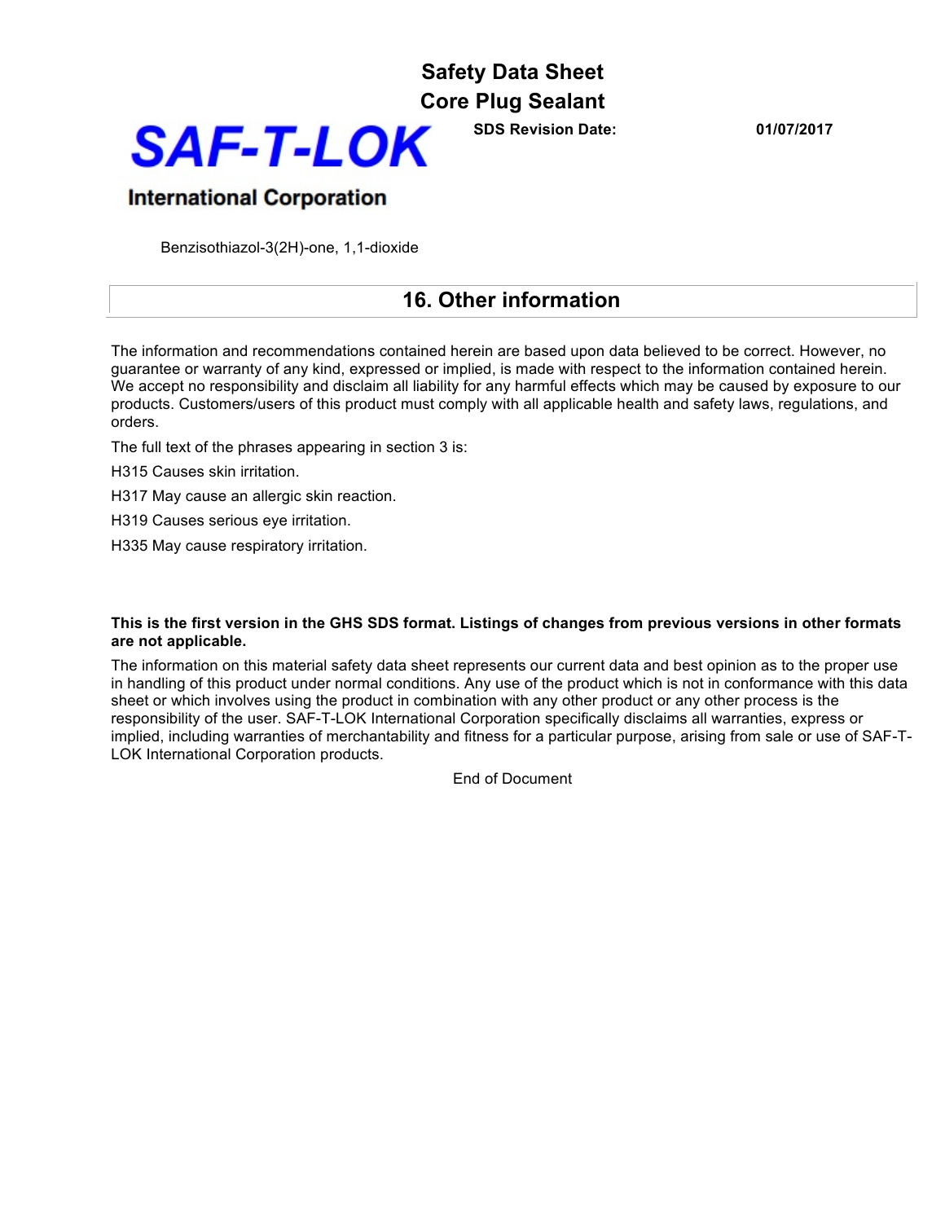Benzisothiazol-3(2H)-one, 1,1-dioxide

## 16. Other information

The information and recommendations contained herein are based upon data believed to be correct. However, no guarantee or warranty of any kind, expressed or implied, is made with respect to the information contained herein. We accept no responsibility and disclaim all liability for any harmful effects which may be caused by exposure to our products. Customers/users of this product must comply with all applicable health and safety laws, regulations, and orders.

The full text of the phrases appearing in section 3 is:

H315 Causes skin irritation.

H317 May cause an allergic skin reaction.

H319 Causes serious eye irritation.

H335 May cause respiratory irritation.

**This is the first version in the GHS SDS format. Listings of changes from previous versions in other formats are not applicable.**

The information on this material safety data sheet represents our current data and best opinion as to the proper use in handling of this product under normal conditions. Any use of the product which is not in conformance with this data sheet or which involves using the product in combination with any other product or any other process is the responsibility of the user. SAF-T-LOK International Corporation specifically disclaims all warranties, express or implied, including warranties of merchantability and fitness for a particular purpose, arising from sale or use of SAF-T-LOK International Corporation products.

End of Document